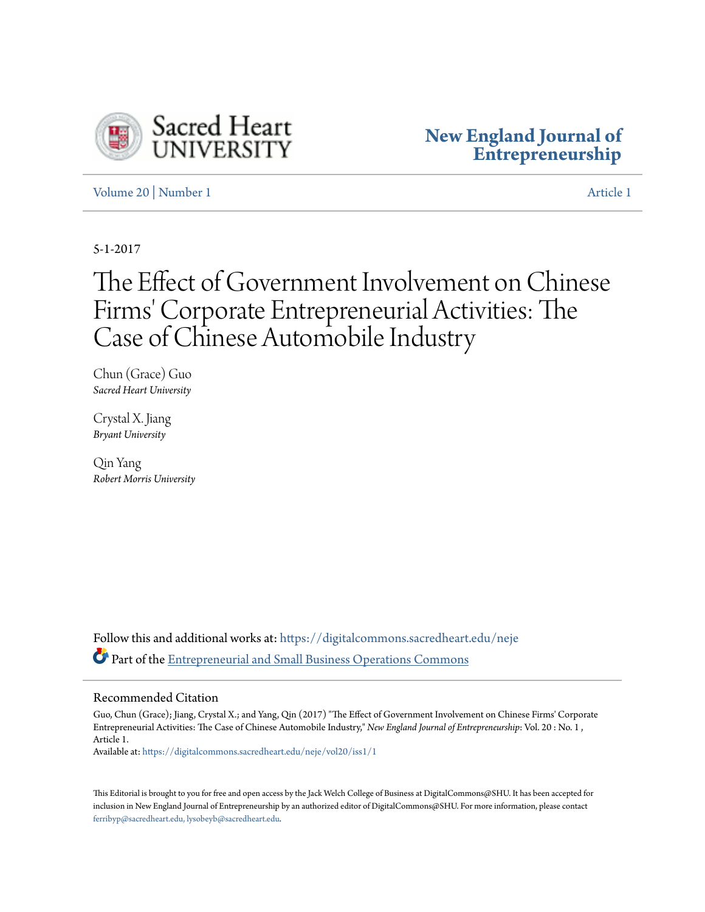Sacred Heart UNIVERSITY

**New England Journal of Entrepreneurship**

Volume 20 | Number 1 Article 1

5-1-2017

# The Effect of Government Involvement on Chinese Firms' Corporate Entrepreneurial Activities: The Case of Chinese Automobile Industry

Chun (Grace) Guo
*Sacred Heart University*

Crystal X. Jiang
*Bryant University*

Qin Yang
*Robert Morris University*

Follow this and additional works at: https://digitalcommons.sacredheart.edu/neje

Part of the Entrepreneurial and Small Business Operations Commons

## Recommended Citation

Guo, Chun (Grace); Jiang, Crystal X.; and Yang, Qin (2017) "The Effect of Government Involvement on Chinese Firms' Corporate Entrepreneurial Activities: The Case of Chinese Automobile Industry," *New England Journal of Entrepreneurship*: Vol. 20 : No. 1 , Article 1.
Available at: https://digitalcommons.sacredheart.edu/neje/vol20/iss1/1

This Editorial is brought to you for free and open access by the Jack Welch College of Business at DigitalCommons@SHU. It has been accepted for inclusion in New England Journal of Entrepreneurship by an authorized editor of DigitalCommons@SHU. For more information, please contact ferribyp@sacredheart.edu, lysobeyb@sacredheart.edu.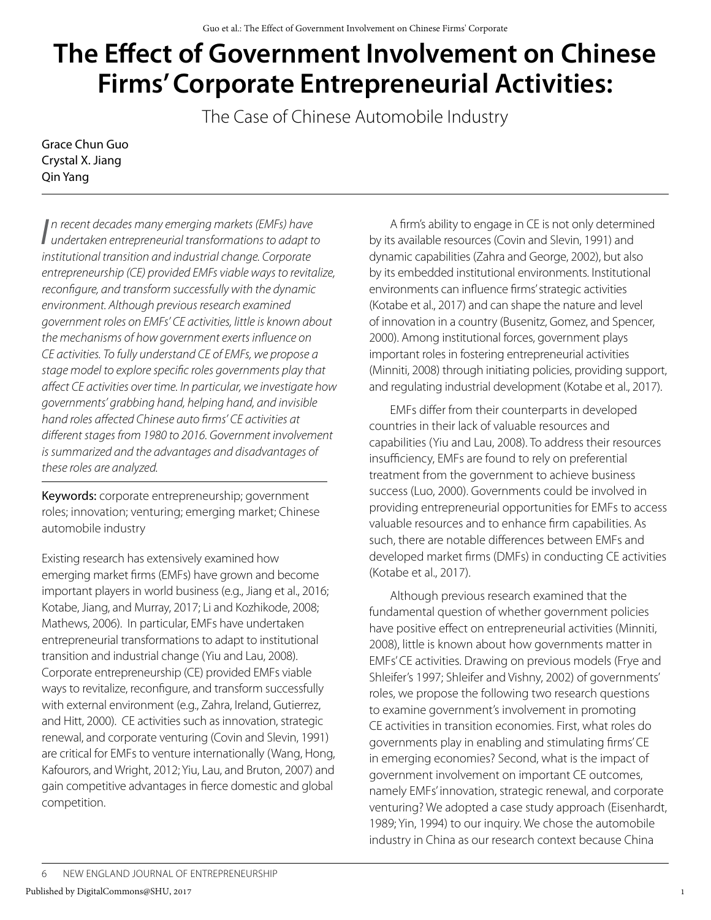# The Effect of Government Involvement on Chinese Firms' Corporate Entrepreneurial Activities:

The Case of Chinese Automobile Industry

Grace Chun Guo
Crystal X. Jiang
Qin Yang

*In recent decades many emerging markets (EMFs) have undertaken entrepreneurial transformations to adapt to institutional transition and industrial change. Corporate entrepreneurship (CE) provided EMFs viable ways to revitalize, reconfigure, and transform successfully with the dynamic environment. Although previous research examined government roles on EMFs' CE activities, little is known about the mechanisms of how government exerts influence on CE activities. To fully understand CE of EMFs, we propose a stage model to explore specific roles governments play that affect CE activities over time. In particular, we investigate how governments' grabbing hand, helping hand, and invisible hand roles affected Chinese auto firms' CE activities at different stages from 1980 to 2016. Government involvement is summarized and the advantages and disadvantages of these roles are analyzed.*

**Keywords:** corporate entrepreneurship; government roles; innovation; venturing; emerging market; Chinese automobile industry

Existing research has extensively examined how emerging market firms (EMFs) have grown and become important players in world business (e.g., Jiang et al., 2016; Kotabe, Jiang, and Murray, 2017; Li and Kozhikode, 2008; Mathews, 2006). In particular, EMFs have undertaken entrepreneurial transformations to adapt to institutional transition and industrial change (Yiu and Lau, 2008). Corporate entrepreneurship (CE) provided EMFs viable ways to revitalize, reconfigure, and transform successfully with external environment (e.g., Zahra, Ireland, Gutierrez, and Hitt, 2000). CE activities such as innovation, strategic renewal, and corporate venturing (Covin and Slevin, 1991) are critical for EMFs to venture internationally (Wang, Hong, Kafourors, and Wright, 2012; Yiu, Lau, and Bruton, 2007) and gain competitive advantages in fierce domestic and global competition.

A firm's ability to engage in CE is not only determined by its available resources (Covin and Slevin, 1991) and dynamic capabilities (Zahra and George, 2002), but also by its embedded institutional environments. Institutional environments can influence firms' strategic activities (Kotabe et al., 2017) and can shape the nature and level of innovation in a country (Busenitz, Gomez, and Spencer, 2000). Among institutional forces, government plays important roles in fostering entrepreneurial activities (Minniti, 2008) through initiating policies, providing support, and regulating industrial development (Kotabe et al., 2017).

EMFs differ from their counterparts in developed countries in their lack of valuable resources and capabilities (Yiu and Lau, 2008). To address their resources insufficiency, EMFs are found to rely on preferential treatment from the government to achieve business success (Luo, 2000). Governments could be involved in providing entrepreneurial opportunities for EMFs to access valuable resources and to enhance firm capabilities. As such, there are notable differences between EMFs and developed market firms (DMFs) in conducting CE activities (Kotabe et al., 2017).

Although previous research examined that the fundamental question of whether government policies have positive effect on entrepreneurial activities (Minniti, 2008), little is known about how governments matter in EMFs' CE activities. Drawing on previous models (Frye and Shleifer's 1997; Shleifer and Vishny, 2002) of governments' roles, we propose the following two research questions to examine government's involvement in promoting CE activities in transition economies. First, what roles do governments play in enabling and stimulating firms' CE in emerging economies? Second, what is the impact of government involvement on important CE outcomes, namely EMFs' innovation, strategic renewal, and corporate venturing? We adopted a case study approach (Eisenhardt, 1989; Yin, 1994) to our inquiry. We chose the automobile industry in China as our research context because China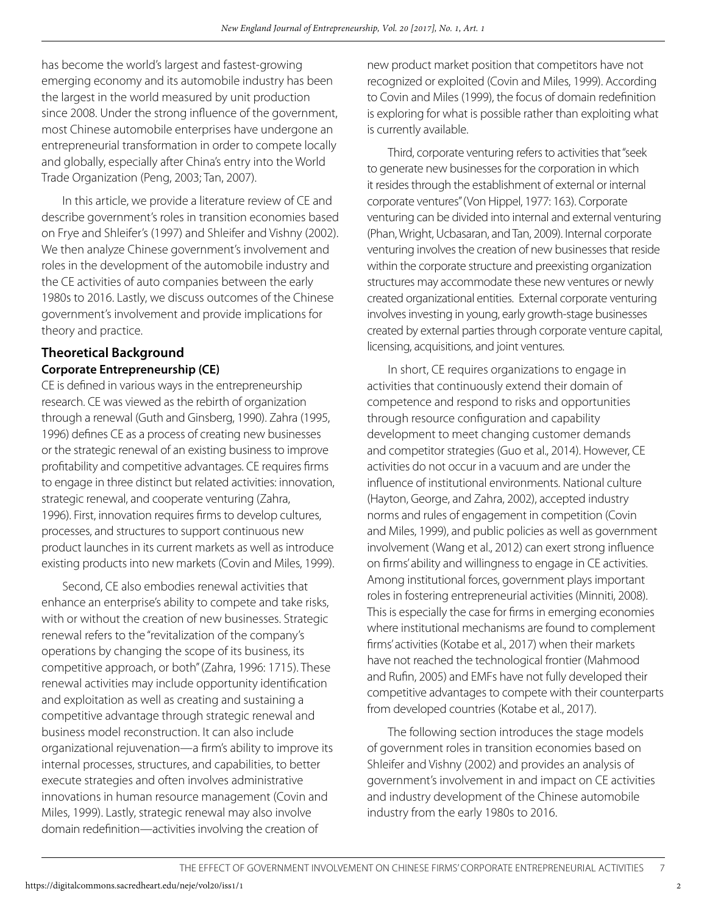has become the world's largest and fastest-growing emerging economy and its automobile industry has been the largest in the world measured by unit production since 2008. Under the strong influence of the government, most Chinese automobile enterprises have undergone an entrepreneurial transformation in order to compete locally and globally, especially after China's entry into the World Trade Organization (Peng, 2003; Tan, 2007).

In this article, we provide a literature review of CE and describe government's roles in transition economies based on Frye and Shleifer's (1997) and Shleifer and Vishny (2002). We then analyze Chinese government's involvement and roles in the development of the automobile industry and the CE activities of auto companies between the early 1980s to 2016. Lastly, we discuss outcomes of the Chinese government's involvement and provide implications for theory and practice.

## Theoretical Background

### Corporate Entrepreneurship (CE)

CE is defined in various ways in the entrepreneurship research. CE was viewed as the rebirth of organization through a renewal (Guth and Ginsberg, 1990). Zahra (1995, 1996) defines CE as a process of creating new businesses or the strategic renewal of an existing business to improve profitability and competitive advantages. CE requires firms to engage in three distinct but related activities: innovation, strategic renewal, and cooperate venturing (Zahra, 1996). First, innovation requires firms to develop cultures, processes, and structures to support continuous new product launches in its current markets as well as introduce existing products into new markets (Covin and Miles, 1999).

Second, CE also embodies renewal activities that enhance an enterprise's ability to compete and take risks, with or without the creation of new businesses. Strategic renewal refers to the "revitalization of the company's operations by changing the scope of its business, its competitive approach, or both" (Zahra, 1996: 1715). These renewal activities may include opportunity identification and exploitation as well as creating and sustaining a competitive advantage through strategic renewal and business model reconstruction. It can also include organizational rejuvenation—a firm's ability to improve its internal processes, structures, and capabilities, to better execute strategies and often involves administrative innovations in human resource management (Covin and Miles, 1999). Lastly, strategic renewal may also involve domain redefinition—activities involving the creation of new product market position that competitors have not recognized or exploited (Covin and Miles, 1999). According to Covin and Miles (1999), the focus of domain redefinition is exploring for what is possible rather than exploiting what is currently available.

Third, corporate venturing refers to activities that "seek to generate new businesses for the corporation in which it resides through the establishment of external or internal corporate ventures" (Von Hippel, 1977: 163). Corporate venturing can be divided into internal and external venturing (Phan, Wright, Ucbasaran, and Tan, 2009). Internal corporate venturing involves the creation of new businesses that reside within the corporate structure and preexisting organization structures may accommodate these new ventures or newly created organizational entities. External corporate venturing involves investing in young, early growth-stage businesses created by external parties through corporate venture capital, licensing, acquisitions, and joint ventures.

In short, CE requires organizations to engage in activities that continuously extend their domain of competence and respond to risks and opportunities through resource configuration and capability development to meet changing customer demands and competitor strategies (Guo et al., 2014). However, CE activities do not occur in a vacuum and are under the influence of institutional environments. National culture (Hayton, George, and Zahra, 2002), accepted industry norms and rules of engagement in competition (Covin and Miles, 1999), and public policies as well as government involvement (Wang et al., 2012) can exert strong influence on firms' ability and willingness to engage in CE activities. Among institutional forces, government plays important roles in fostering entrepreneurial activities (Minniti, 2008). This is especially the case for firms in emerging economies where institutional mechanisms are found to complement firms' activities (Kotabe et al., 2017) when their markets have not reached the technological frontier (Mahmood and Rufin, 2005) and EMFs have not fully developed their competitive advantages to compete with their counterparts from developed countries (Kotabe et al., 2017).

The following section introduces the stage models of government roles in transition economies based on Shleifer and Vishny (2002) and provides an analysis of government's involvement in and impact on CE activities and industry development of the Chinese automobile industry from the early 1980s to 2016.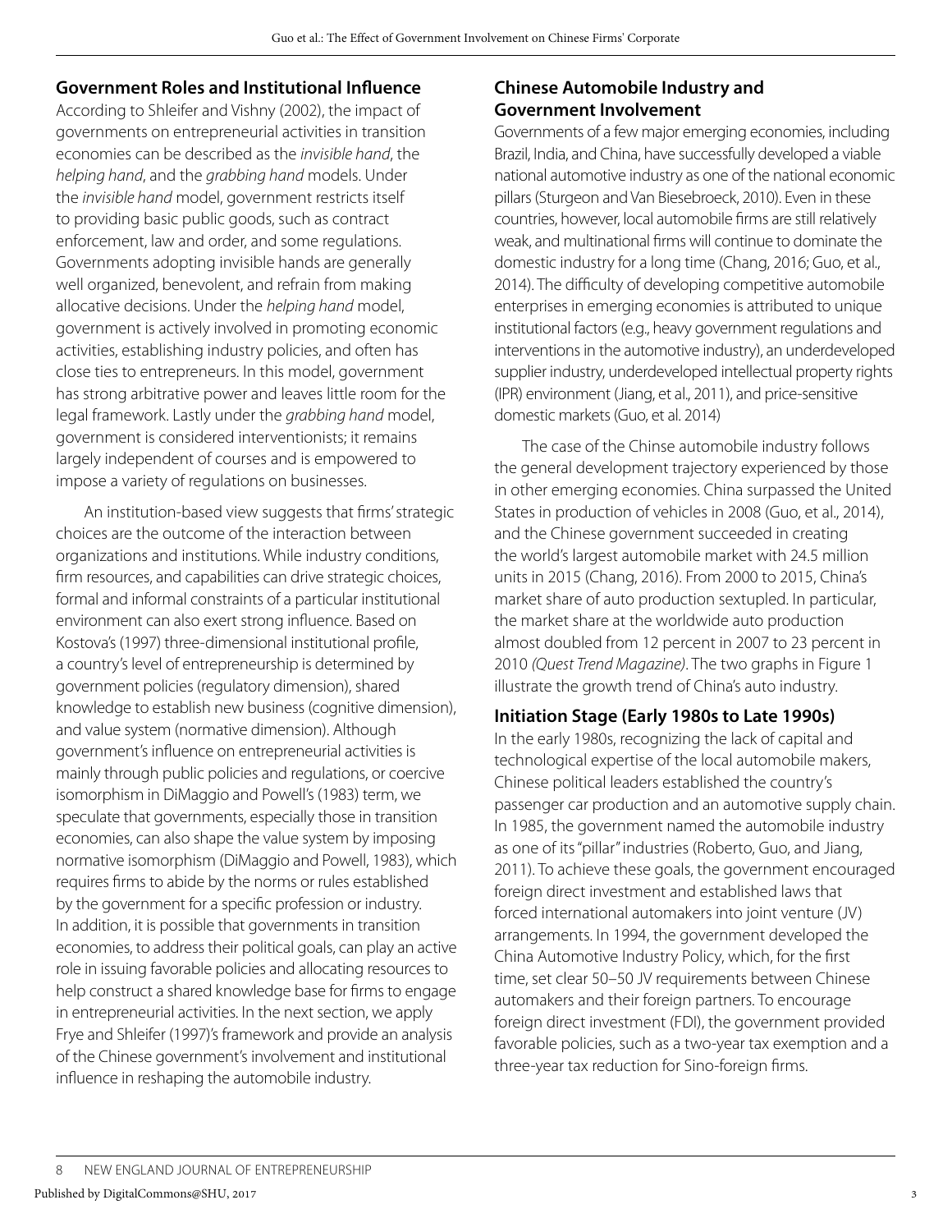## Government Roles and Institutional Influence

According to Shleifer and Vishny (2002), the impact of governments on entrepreneurial activities in transition economies can be described as the *invisible hand*, the *helping hand*, and the *grabbing hand* models. Under the *invisible hand* model, government restricts itself to providing basic public goods, such as contract enforcement, law and order, and some regulations. Governments adopting invisible hands are generally well organized, benevolent, and refrain from making allocative decisions. Under the *helping hand* model, government is actively involved in promoting economic activities, establishing industry policies, and often has close ties to entrepreneurs. In this model, government has strong arbitrative power and leaves little room for the legal framework. Lastly under the *grabbing hand* model, government is considered interventionists; it remains largely independent of courses and is empowered to impose a variety of regulations on businesses.

An institution-based view suggests that firms' strategic choices are the outcome of the interaction between organizations and institutions. While industry conditions, firm resources, and capabilities can drive strategic choices, formal and informal constraints of a particular institutional environment can also exert strong influence. Based on Kostova's (1997) three-dimensional institutional profile, a country's level of entrepreneurship is determined by government policies (regulatory dimension), shared knowledge to establish new business (cognitive dimension), and value system (normative dimension). Although government's influence on entrepreneurial activities is mainly through public policies and regulations, or coercive isomorphism in DiMaggio and Powell's (1983) term, we speculate that governments, especially those in transition economies, can also shape the value system by imposing normative isomorphism (DiMaggio and Powell, 1983), which requires firms to abide by the norms or rules established by the government for a specific profession or industry. In addition, it is possible that governments in transition economies, to address their political goals, can play an active role in issuing favorable policies and allocating resources to help construct a shared knowledge base for firms to engage in entrepreneurial activities. In the next section, we apply Frye and Shleifer (1997)'s framework and provide an analysis of the Chinese government's involvement and institutional influence in reshaping the automobile industry.

## Chinese Automobile Industry and Government Involvement

Governments of a few major emerging economies, including Brazil, India, and China, have successfully developed a viable national automotive industry as one of the national economic pillars (Sturgeon and Van Biesebroeck, 2010). Even in these countries, however, local automobile firms are still relatively weak, and multinational firms will continue to dominate the domestic industry for a long time (Chang, 2016; Guo, et al., 2014). The difficulty of developing competitive automobile enterprises in emerging economies is attributed to unique institutional factors (e.g., heavy government regulations and interventions in the automotive industry), an underdeveloped supplier industry, underdeveloped intellectual property rights (IPR) environment (Jiang, et al., 2011), and price-sensitive domestic markets (Guo, et al. 2014)

The case of the Chinse automobile industry follows the general development trajectory experienced by those in other emerging economies. China surpassed the United States in production of vehicles in 2008 (Guo, et al., 2014), and the Chinese government succeeded in creating the world's largest automobile market with 24.5 million units in 2015 (Chang, 2016). From 2000 to 2015, China's market share of auto production sextupled. In particular, the market share at the worldwide auto production almost doubled from 12 percent in 2007 to 23 percent in 2010 *(Quest Trend Magazine)*. The two graphs in Figure 1 illustrate the growth trend of China's auto industry.

### Initiation Stage (Early 1980s to Late 1990s)

In the early 1980s, recognizing the lack of capital and technological expertise of the local automobile makers, Chinese political leaders established the country's passenger car production and an automotive supply chain. In 1985, the government named the automobile industry as one of its "pillar" industries (Roberto, Guo, and Jiang, 2011). To achieve these goals, the government encouraged foreign direct investment and established laws that forced international automakers into joint venture (JV) arrangements. In 1994, the government developed the China Automotive Industry Policy, which, for the first time, set clear 50–50 JV requirements between Chinese automakers and their foreign partners. To encourage foreign direct investment (FDI), the government provided favorable policies, such as a two-year tax exemption and a three-year tax reduction for Sino-foreign firms.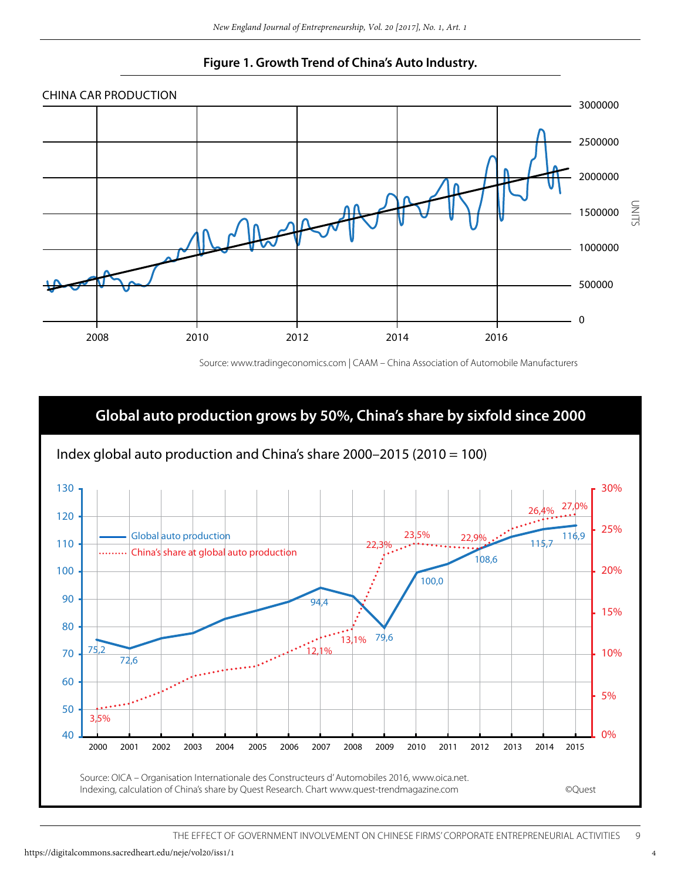**Figure 1. Growth Trend of China's Auto Industry.**

CHINA CAR PRODUCTION

Source: www.tradingeconomics.com | CAAM – China Association of Automobile Manufacturers

**Global auto production grows by 50%, China's share by sixfold since 2000**

Index global auto production and China's share 2000–2015 (2010 = 100)

Source: OICA – Organisation Internationale des Constructeurs d'Automobiles 2016, www.oica.net.
Indexing, calculation of China's share by Quest Research. Chart www.quest-trendmagazine.com ©Quest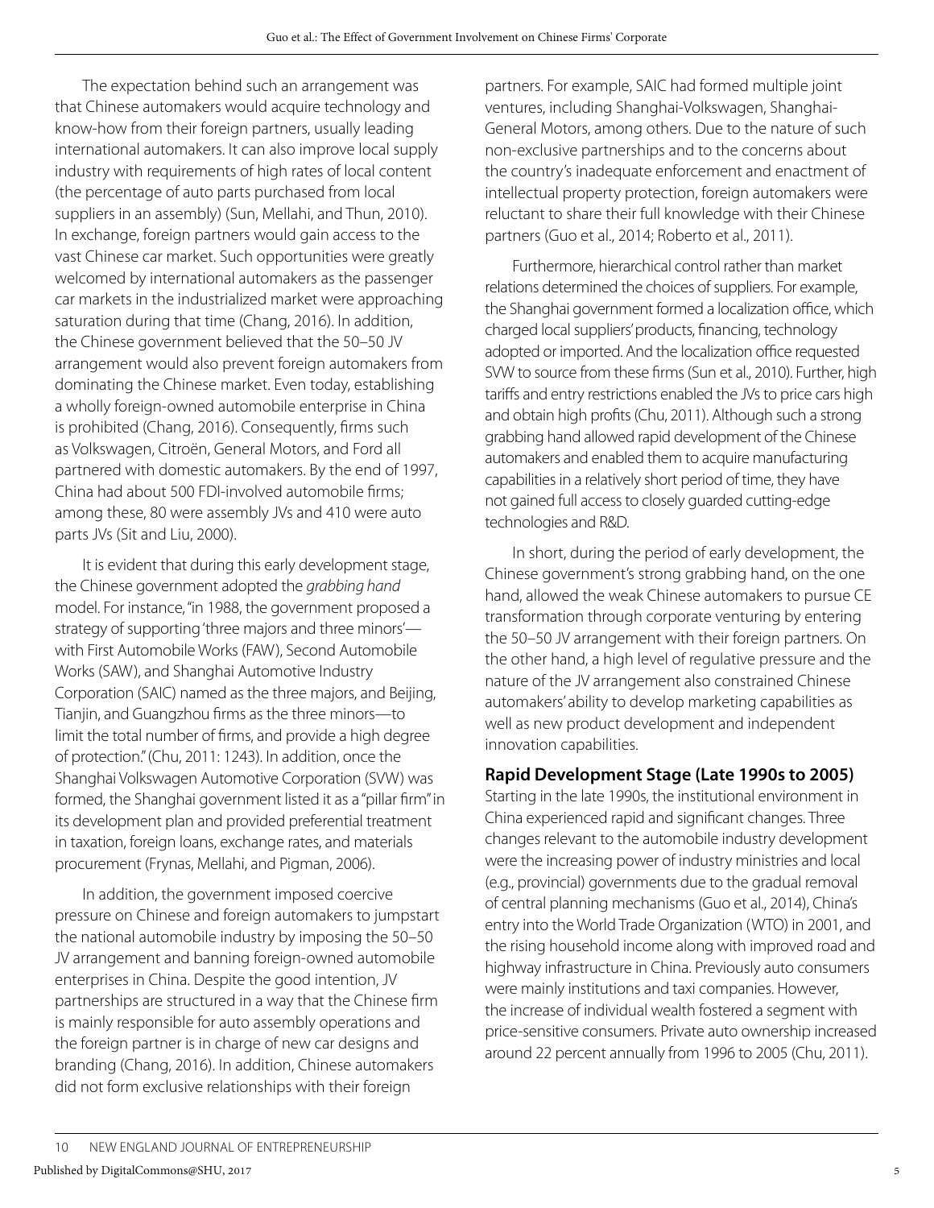The expectation behind such an arrangement was that Chinese automakers would acquire technology and know-how from their foreign partners, usually leading international automakers. It can also improve local supply industry with requirements of high rates of local content (the percentage of auto parts purchased from local suppliers in an assembly) (Sun, Mellahi, and Thun, 2010). In exchange, foreign partners would gain access to the vast Chinese car market. Such opportunities were greatly welcomed by international automakers as the passenger car markets in the industrialized market were approaching saturation during that time (Chang, 2016). In addition, the Chinese government believed that the 50–50 JV arrangement would also prevent foreign automakers from dominating the Chinese market. Even today, establishing a wholly foreign-owned automobile enterprise in China is prohibited (Chang, 2016). Consequently, firms such as Volkswagen, Citroën, General Motors, and Ford all partnered with domestic automakers. By the end of 1997, China had about 500 FDI-involved automobile firms; among these, 80 were assembly JVs and 410 were auto parts JVs (Sit and Liu, 2000).

It is evident that during this early development stage, the Chinese government adopted the *grabbing hand* model. For instance, "in 1988, the government proposed a strategy of supporting 'three majors and three minors'—with First Automobile Works (FAW), Second Automobile Works (SAW), and Shanghai Automotive Industry Corporation (SAIC) named as the three majors, and Beijing, Tianjin, and Guangzhou firms as the three minors—to limit the total number of firms, and provide a high degree of protection." (Chu, 2011: 1243). In addition, once the Shanghai Volkswagen Automotive Corporation (SVW) was formed, the Shanghai government listed it as a "pillar firm" in its development plan and provided preferential treatment in taxation, foreign loans, exchange rates, and materials procurement (Frynas, Mellahi, and Pigman, 2006).

In addition, the government imposed coercive pressure on Chinese and foreign automakers to jumpstart the national automobile industry by imposing the 50–50 JV arrangement and banning foreign-owned automobile enterprises in China. Despite the good intention, JV partnerships are structured in a way that the Chinese firm is mainly responsible for auto assembly operations and the foreign partner is in charge of new car designs and branding (Chang, 2016). In addition, Chinese automakers did not form exclusive relationships with their foreign partners. For example, SAIC had formed multiple joint ventures, including Shanghai-Volkswagen, Shanghai-General Motors, among others. Due to the nature of such non-exclusive partnerships and to the concerns about the country's inadequate enforcement and enactment of intellectual property protection, foreign automakers were reluctant to share their full knowledge with their Chinese partners (Guo et al., 2014; Roberto et al., 2011).

Furthermore, hierarchical control rather than market relations determined the choices of suppliers. For example, the Shanghai government formed a localization office, which charged local suppliers' products, financing, technology adopted or imported. And the localization office requested SVW to source from these firms (Sun et al., 2010). Further, high tariffs and entry restrictions enabled the JVs to price cars high and obtain high profits (Chu, 2011). Although such a strong grabbing hand allowed rapid development of the Chinese automakers and enabled them to acquire manufacturing capabilities in a relatively short period of time, they have not gained full access to closely guarded cutting-edge technologies and R&D.

In short, during the period of early development, the Chinese government's strong grabbing hand, on the one hand, allowed the weak Chinese automakers to pursue CE transformation through corporate venturing by entering the 50–50 JV arrangement with their foreign partners. On the other hand, a high level of regulative pressure and the nature of the JV arrangement also constrained Chinese automakers' ability to develop marketing capabilities as well as new product development and independent innovation capabilities.

## Rapid Development Stage (Late 1990s to 2005)

Starting in the late 1990s, the institutional environment in China experienced rapid and significant changes. Three changes relevant to the automobile industry development were the increasing power of industry ministries and local (e.g., provincial) governments due to the gradual removal of central planning mechanisms (Guo et al., 2014), China's entry into the World Trade Organization (WTO) in 2001, and the rising household income along with improved road and highway infrastructure in China. Previously auto consumers were mainly institutions and taxi companies. However, the increase of individual wealth fostered a segment with price-sensitive consumers. Private auto ownership increased around 22 percent annually from 1996 to 2005 (Chu, 2011).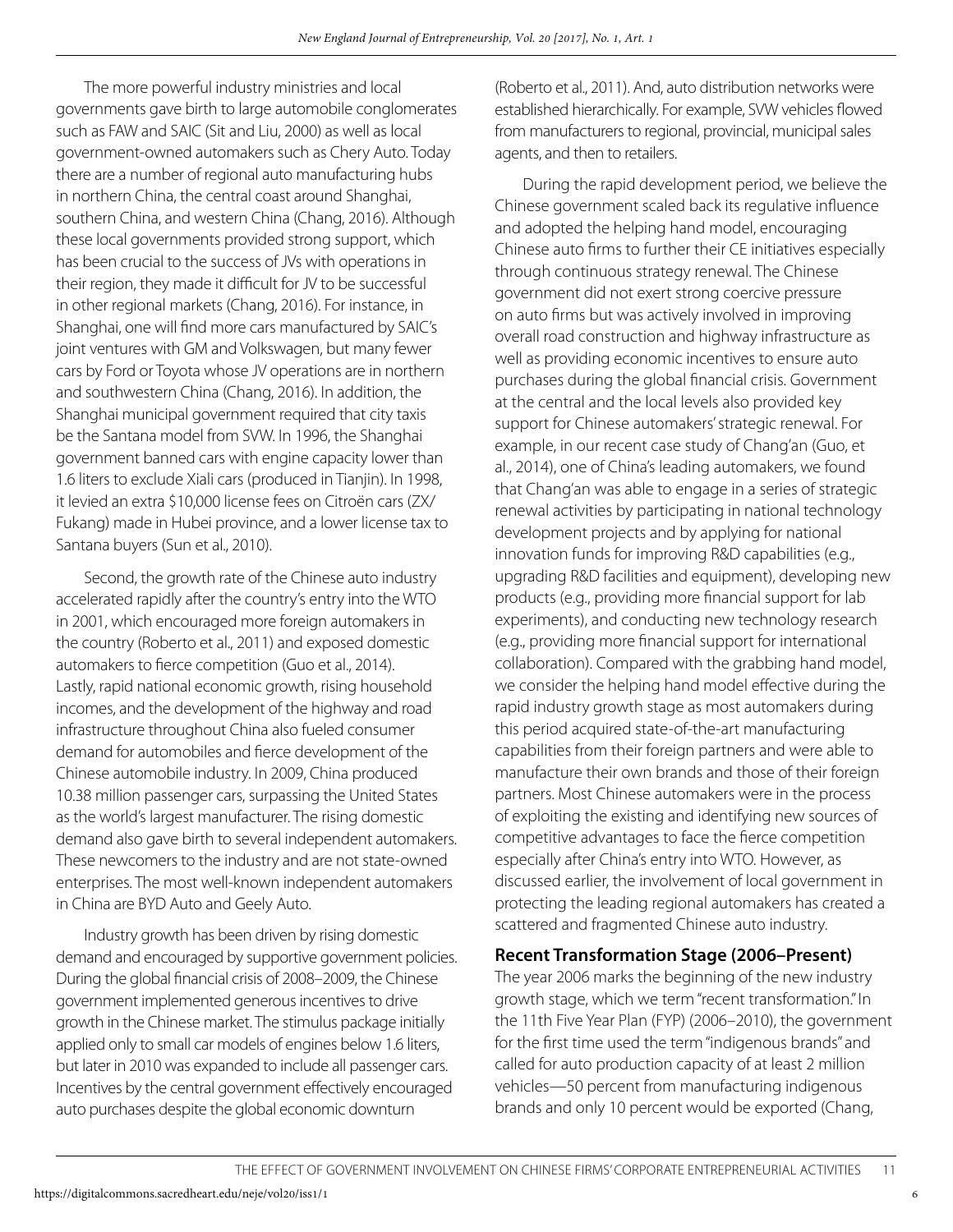The more powerful industry ministries and local governments gave birth to large automobile conglomerates such as FAW and SAIC (Sit and Liu, 2000) as well as local government-owned automakers such as Chery Auto. Today there are a number of regional auto manufacturing hubs in northern China, the central coast around Shanghai, southern China, and western China (Chang, 2016). Although these local governments provided strong support, which has been crucial to the success of JVs with operations in their region, they made it difficult for JV to be successful in other regional markets (Chang, 2016). For instance, in Shanghai, one will find more cars manufactured by SAIC's joint ventures with GM and Volkswagen, but many fewer cars by Ford or Toyota whose JV operations are in northern and southwestern China (Chang, 2016). In addition, the Shanghai municipal government required that city taxis be the Santana model from SVW. In 1996, the Shanghai government banned cars with engine capacity lower than 1.6 liters to exclude Xiali cars (produced in Tianjin). In 1998, it levied an extra $10,000 license fees on Citroën cars (ZX/Fukang) made in Hubei province, and a lower license tax to Santana buyers (Sun et al., 2010).

Second, the growth rate of the Chinese auto industry accelerated rapidly after the country's entry into the WTO in 2001, which encouraged more foreign automakers in the country (Roberto et al., 2011) and exposed domestic automakers to fierce competition (Guo et al., 2014). Lastly, rapid national economic growth, rising household incomes, and the development of the highway and road infrastructure throughout China also fueled consumer demand for automobiles and fierce development of the Chinese automobile industry. In 2009, China produced 10.38 million passenger cars, surpassing the United States as the world's largest manufacturer. The rising domestic demand also gave birth to several independent automakers. These newcomers to the industry and are not state-owned enterprises. The most well-known independent automakers in China are BYD Auto and Geely Auto.

Industry growth has been driven by rising domestic demand and encouraged by supportive government policies. During the global financial crisis of 2008–2009, the Chinese government implemented generous incentives to drive growth in the Chinese market. The stimulus package initially applied only to small car models of engines below 1.6 liters, but later in 2010 was expanded to include all passenger cars. Incentives by the central government effectively encouraged auto purchases despite the global economic downturn (Roberto et al., 2011). And, auto distribution networks were established hierarchically. For example, SVW vehicles flowed from manufacturers to regional, provincial, municipal sales agents, and then to retailers.

During the rapid development period, we believe the Chinese government scaled back its regulative influence and adopted the helping hand model, encouraging Chinese auto firms to further their CE initiatives especially through continuous strategy renewal. The Chinese government did not exert strong coercive pressure on auto firms but was actively involved in improving overall road construction and highway infrastructure as well as providing economic incentives to ensure auto purchases during the global financial crisis. Government at the central and the local levels also provided key support for Chinese automakers' strategic renewal. For example, in our recent case study of Chang'an (Guo, et al., 2014), one of China's leading automakers, we found that Chang'an was able to engage in a series of strategic renewal activities by participating in national technology development projects and by applying for national innovation funds for improving R&D capabilities (e.g., upgrading R&D facilities and equipment), developing new products (e.g., providing more financial support for lab experiments), and conducting new technology research (e.g., providing more financial support for international collaboration). Compared with the grabbing hand model, we consider the helping hand model effective during the rapid industry growth stage as most automakers during this period acquired state-of-the-art manufacturing capabilities from their foreign partners and were able to manufacture their own brands and those of their foreign partners. Most Chinese automakers were in the process of exploiting the existing and identifying new sources of competitive advantages to face the fierce competition especially after China's entry into WTO. However, as discussed earlier, the involvement of local government in protecting the leading regional automakers has created a scattered and fragmented Chinese auto industry.

## Recent Transformation Stage (2006–Present)

The year 2006 marks the beginning of the new industry growth stage, which we term "recent transformation." In the 11th Five Year Plan (FYP) (2006–2010), the government for the first time used the term "indigenous brands" and called for auto production capacity of at least 2 million vehicles—50 percent from manufacturing indigenous brands and only 10 percent would be exported (Chang,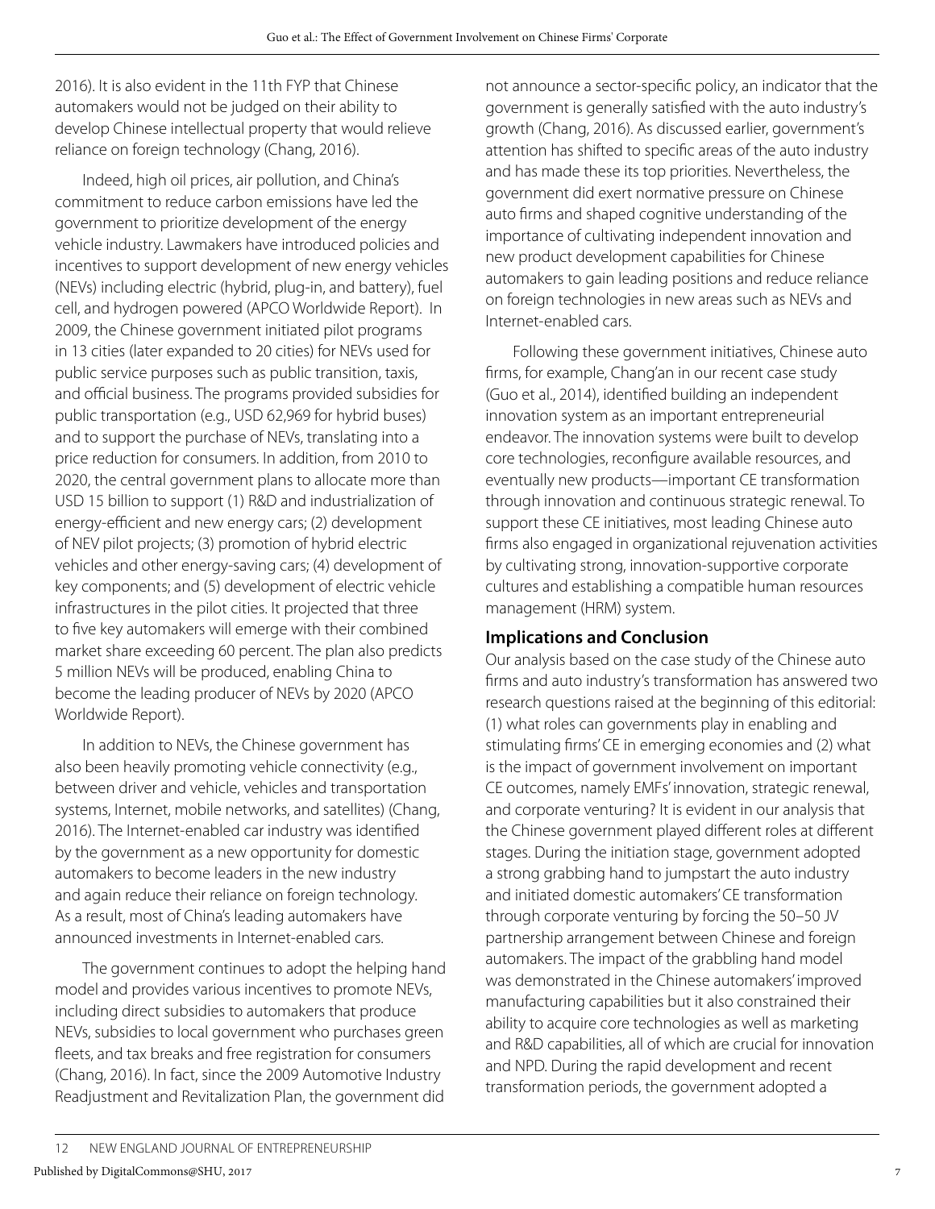2016). It is also evident in the 11th FYP that Chinese automakers would not be judged on their ability to develop Chinese intellectual property that would relieve reliance on foreign technology (Chang, 2016).

Indeed, high oil prices, air pollution, and China's commitment to reduce carbon emissions have led the government to prioritize development of the energy vehicle industry. Lawmakers have introduced policies and incentives to support development of new energy vehicles (NEVs) including electric (hybrid, plug-in, and battery), fuel cell, and hydrogen powered (APCO Worldwide Report). In 2009, the Chinese government initiated pilot programs in 13 cities (later expanded to 20 cities) for NEVs used for public service purposes such as public transition, taxis, and official business. The programs provided subsidies for public transportation (e.g., USD 62,969 for hybrid buses) and to support the purchase of NEVs, translating into a price reduction for consumers. In addition, from 2010 to 2020, the central government plans to allocate more than USD 15 billion to support (1) R&D and industrialization of energy-efficient and new energy cars; (2) development of NEV pilot projects; (3) promotion of hybrid electric vehicles and other energy-saving cars; (4) development of key components; and (5) development of electric vehicle infrastructures in the pilot cities. It projected that three to five key automakers will emerge with their combined market share exceeding 60 percent. The plan also predicts 5 million NEVs will be produced, enabling China to become the leading producer of NEVs by 2020 (APCO Worldwide Report).

In addition to NEVs, the Chinese government has also been heavily promoting vehicle connectivity (e.g., between driver and vehicle, vehicles and transportation systems, Internet, mobile networks, and satellites) (Chang, 2016). The Internet-enabled car industry was identified by the government as a new opportunity for domestic automakers to become leaders in the new industry and again reduce their reliance on foreign technology. As a result, most of China's leading automakers have announced investments in Internet-enabled cars.

The government continues to adopt the helping hand model and provides various incentives to promote NEVs, including direct subsidies to automakers that produce NEVs, subsidies to local government who purchases green fleets, and tax breaks and free registration for consumers (Chang, 2016). In fact, since the 2009 Automotive Industry Readjustment and Revitalization Plan, the government did not announce a sector-specific policy, an indicator that the government is generally satisfied with the auto industry's growth (Chang, 2016). As discussed earlier, government's attention has shifted to specific areas of the auto industry and has made these its top priorities. Nevertheless, the government did exert normative pressure on Chinese auto firms and shaped cognitive understanding of the importance of cultivating independent innovation and new product development capabilities for Chinese automakers to gain leading positions and reduce reliance on foreign technologies in new areas such as NEVs and Internet-enabled cars.

Following these government initiatives, Chinese auto firms, for example, Chang'an in our recent case study (Guo et al., 2014), identified building an independent innovation system as an important entrepreneurial endeavor. The innovation systems were built to develop core technologies, reconfigure available resources, and eventually new products—important CE transformation through innovation and continuous strategic renewal. To support these CE initiatives, most leading Chinese auto firms also engaged in organizational rejuvenation activities by cultivating strong, innovation-supportive corporate cultures and establishing a compatible human resources management (HRM) system.

## Implications and Conclusion

Our analysis based on the case study of the Chinese auto firms and auto industry's transformation has answered two research questions raised at the beginning of this editorial: (1) what roles can governments play in enabling and stimulating firms' CE in emerging economies and (2) what is the impact of government involvement on important CE outcomes, namely EMFs' innovation, strategic renewal, and corporate venturing? It is evident in our analysis that the Chinese government played different roles at different stages. During the initiation stage, government adopted a strong grabbing hand to jumpstart the auto industry and initiated domestic automakers' CE transformation through corporate venturing by forcing the 50–50 JV partnership arrangement between Chinese and foreign automakers. The impact of the grabbling hand model was demonstrated in the Chinese automakers' improved manufacturing capabilities but it also constrained their ability to acquire core technologies as well as marketing and R&D capabilities, all of which are crucial for innovation and NPD. During the rapid development and recent transformation periods, the government adopted a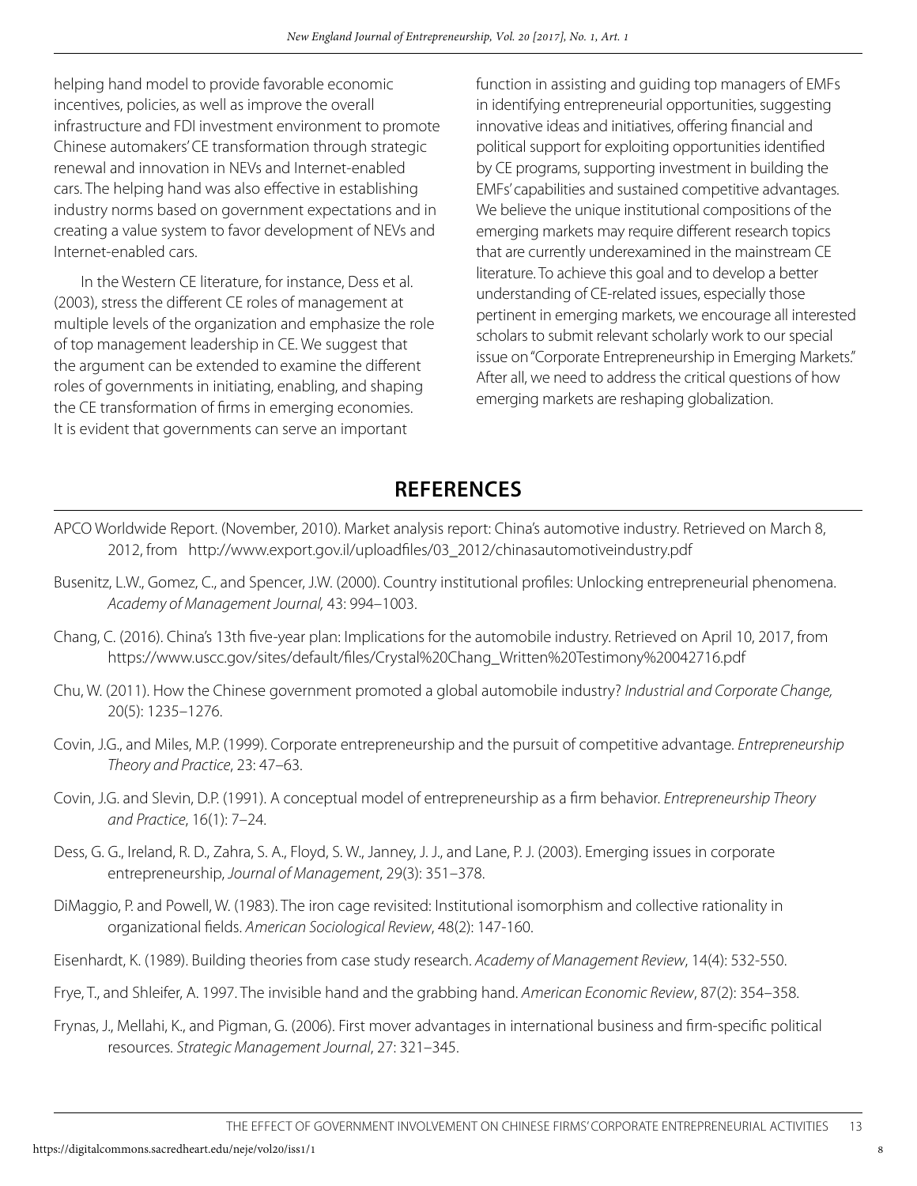helping hand model to provide favorable economic incentives, policies, as well as improve the overall infrastructure and FDI investment environment to promote Chinese automakers' CE transformation through strategic renewal and innovation in NEVs and Internet-enabled cars. The helping hand was also effective in establishing industry norms based on government expectations and in creating a value system to favor development of NEVs and Internet-enabled cars.

In the Western CE literature, for instance, Dess et al. (2003), stress the different CE roles of management at multiple levels of the organization and emphasize the role of top management leadership in CE. We suggest that the argument can be extended to examine the different roles of governments in initiating, enabling, and shaping the CE transformation of firms in emerging economies. It is evident that governments can serve an important function in assisting and guiding top managers of EMFs in identifying entrepreneurial opportunities, suggesting innovative ideas and initiatives, offering financial and political support for exploiting opportunities identified by CE programs, supporting investment in building the EMFs' capabilities and sustained competitive advantages. We believe the unique institutional compositions of the emerging markets may require different research topics that are currently underexamined in the mainstream CE literature. To achieve this goal and to develop a better understanding of CE-related issues, especially those pertinent in emerging markets, we encourage all interested scholars to submit relevant scholarly work to our special issue on "Corporate Entrepreneurship in Emerging Markets." After all, we need to address the critical questions of how emerging markets are reshaping globalization.

## REFERENCES

APCO Worldwide Report. (November, 2010). Market analysis report: China's automotive industry. Retrieved on March 8, 2012, from http://www.export.gov.il/uploadfiles/03_2012/chinasautomotiveindustry.pdf

Busenitz, L.W., Gomez, C., and Spencer, J.W. (2000). Country institutional profiles: Unlocking entrepreneurial phenomena. *Academy of Management Journal,* 43: 994–1003.

Chang, C. (2016). China's 13th five-year plan: Implications for the automobile industry. Retrieved on April 10, 2017, from https://www.uscc.gov/sites/default/files/Crystal%20Chang_Written%20Testimony%20042716.pdf

Chu, W. (2011). How the Chinese government promoted a global automobile industry? *Industrial and Corporate Change,* 20(5): 1235–1276.

Covin, J.G., and Miles, M.P. (1999). Corporate entrepreneurship and the pursuit of competitive advantage. *Entrepreneurship Theory and Practice*, 23: 47–63.

Covin, J.G. and Slevin, D.P. (1991). A conceptual model of entrepreneurship as a firm behavior. *Entrepreneurship Theory and Practice*, 16(1): 7–24.

Dess, G. G., Ireland, R. D., Zahra, S. A., Floyd, S. W., Janney, J. J., and Lane, P. J. (2003). Emerging issues in corporate entrepreneurship, *Journal of Management*, 29(3): 351–378.

DiMaggio, P. and Powell, W. (1983). The iron cage revisited: Institutional isomorphism and collective rationality in organizational fields. *American Sociological Review*, 48(2): 147-160.

Eisenhardt, K. (1989). Building theories from case study research. *Academy of Management Review*, 14(4): 532-550.

Frye, T., and Shleifer, A. 1997. The invisible hand and the grabbing hand. *American Economic Review*, 87(2): 354–358.

Frynas, J., Mellahi, K., and Pigman, G. (2006). First mover advantages in international business and firm-specific political resources. *Strategic Management Journal*, 27: 321–345.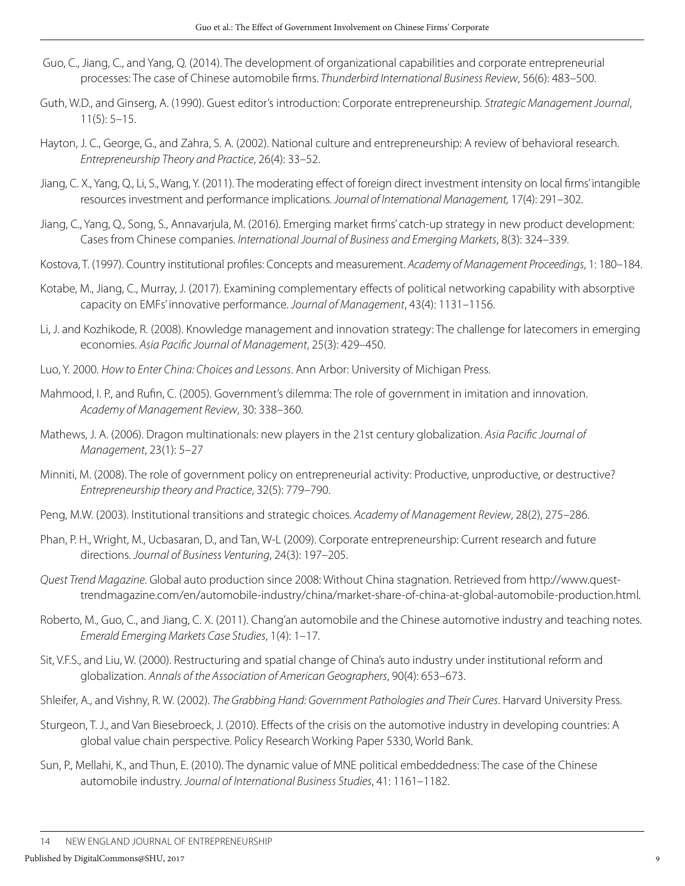Guo, C., Jiang, C., and Yang, Q. (2014). The development of organizational capabilities and corporate entrepreneurial processes: The case of Chinese automobile firms. *Thunderbird International Business Review*, 56(6): 483–500.

Guth, W.D., and Ginserg, A. (1990). Guest editor's introduction: Corporate entrepreneurship. *Strategic Management Journal*, 11(5): 5–15.

Hayton, J. C., George, G., and Zahra, S. A. (2002). National culture and entrepreneurship: A review of behavioral research. *Entrepreneurship Theory and Practice*, 26(4): 33–52.

Jiang, C. X., Yang, Q., Li, S., Wang, Y. (2011). The moderating effect of foreign direct investment intensity on local firms' intangible resources investment and performance implications. *Journal of International Management,* 17(4): 291–302.

Jiang, C., Yang, Q., Song, S., Annavarjula, M. (2016). Emerging market firms' catch-up strategy in new product development: Cases from Chinese companies. *International Journal of Business and Emerging Markets*, 8(3): 324–339.

Kostova, T. (1997). Country institutional profiles: Concepts and measurement. *Academy of Management Proceedings*, 1: 180–184.

Kotabe, M., Jiang, C., Murray, J. (2017). Examining complementary effects of political networking capability with absorptive capacity on EMFs' innovative performance. *Journal of Management*, 43(4): 1131–1156.

Li, J. and Kozhikode, R. (2008). Knowledge management and innovation strategy: The challenge for latecomers in emerging economies. *Asia Pacific Journal of Management*, 25(3): 429–450.

Luo, Y. 2000. *How to Enter China: Choices and Lessons*. Ann Arbor: University of Michigan Press.

Mahmood, I. P., and Rufin, C. (2005). Government's dilemma: The role of government in imitation and innovation. *Academy of Management Review*, 30: 338–360.

Mathews, J. A. (2006). Dragon multinationals: new players in the 21st century globalization. *Asia Pacific Journal of Management*, 23(1): 5–27

Minniti, M. (2008). The role of government policy on entrepreneurial activity: Productive, unproductive, or destructive? *Entrepreneurship theory and Practice*, 32(5): 779–790.

Peng, M.W. (2003). Institutional transitions and strategic choices. *Academy of Management Review*, 28(2), 275–286.

Phan, P. H., Wright, M., Ucbasaran, D., and Tan, W-L (2009). Corporate entrepreneurship: Current research and future directions. *Journal of Business Venturing*, 24(3): 197–205.

*Quest Trend Magazine*. Global auto production since 2008: Without China stagnation. Retrieved from http://www.quest-trendmagazine.com/en/automobile-industry/china/market-share-of-china-at-global-automobile-production.html.

Roberto, M., Guo, C., and Jiang, C. X. (2011). Chang'an automobile and the Chinese automotive industry and teaching notes. *Emerald Emerging Markets Case Studies*, 1(4): 1–17.

Sit, V.F.S., and Liu, W. (2000). Restructuring and spatial change of China's auto industry under institutional reform and globalization. *Annals of the Association of American Geographers*, 90(4): 653–673.

Shleifer, A., and Vishny, R. W. (2002). *The Grabbing Hand: Government Pathologies and Their Cures*. Harvard University Press.

Sturgeon, T. J., and Van Biesebroeck, J. (2010). Effects of the crisis on the automotive industry in developing countries: A global value chain perspective. Policy Research Working Paper 5330, World Bank.

Sun, P., Mellahi, K., and Thun, E. (2010). The dynamic value of MNE political embeddedness: The case of the Chinese automobile industry. *Journal of International Business Studies*, 41: 1161–1182.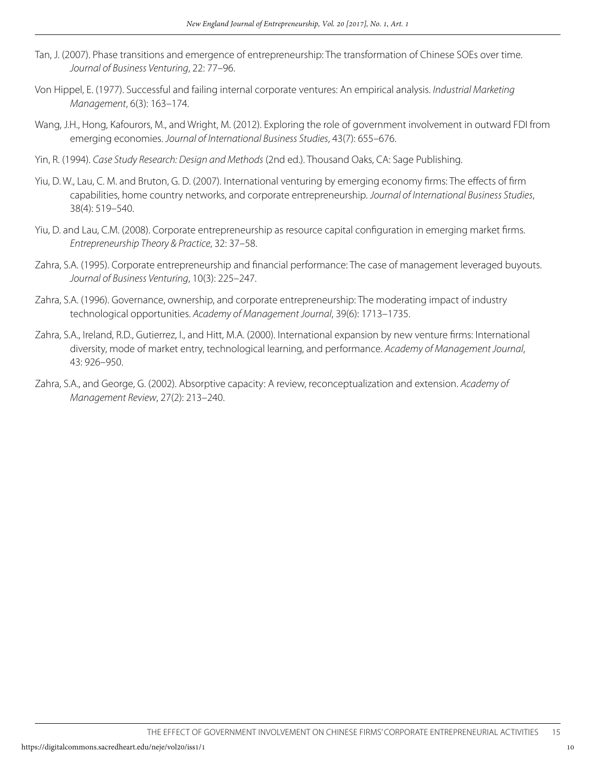Tan, J. (2007). Phase transitions and emergence of entrepreneurship: The transformation of Chinese SOEs over time. *Journal of Business Venturing*, 22: 77–96.

Von Hippel, E. (1977). Successful and failing internal corporate ventures: An empirical analysis. *Industrial Marketing Management*, 6(3): 163–174.

Wang, J.H., Hong, Kafourors, M., and Wright, M. (2012). Exploring the role of government involvement in outward FDI from emerging economies. *Journal of International Business Studies*, 43(7): 655–676.

Yin, R. (1994). *Case Study Research: Design and Methods* (2nd ed.). Thousand Oaks, CA: Sage Publishing.

Yiu, D. W., Lau, C. M. and Bruton, G. D. (2007). International venturing by emerging economy firms: The effects of firm capabilities, home country networks, and corporate entrepreneurship. *Journal of International Business Studies*, 38(4): 519–540.

Yiu, D. and Lau, C.M. (2008). Corporate entrepreneurship as resource capital configuration in emerging market firms. *Entrepreneurship Theory & Practice*, 32: 37–58.

Zahra, S.A. (1995). Corporate entrepreneurship and financial performance: The case of management leveraged buyouts. *Journal of Business Venturing*, 10(3): 225–247.

Zahra, S.A. (1996). Governance, ownership, and corporate entrepreneurship: The moderating impact of industry technological opportunities. *Academy of Management Journal*, 39(6): 1713–1735.

Zahra, S.A., Ireland, R.D., Gutierrez, I., and Hitt, M.A. (2000). International expansion by new venture firms: International diversity, mode of market entry, technological learning, and performance. *Academy of Management Journal*, 43: 926–950.

Zahra, S.A., and George, G. (2002). Absorptive capacity: A review, reconceptualization and extension. *Academy of Management Review*, 27(2): 213–240.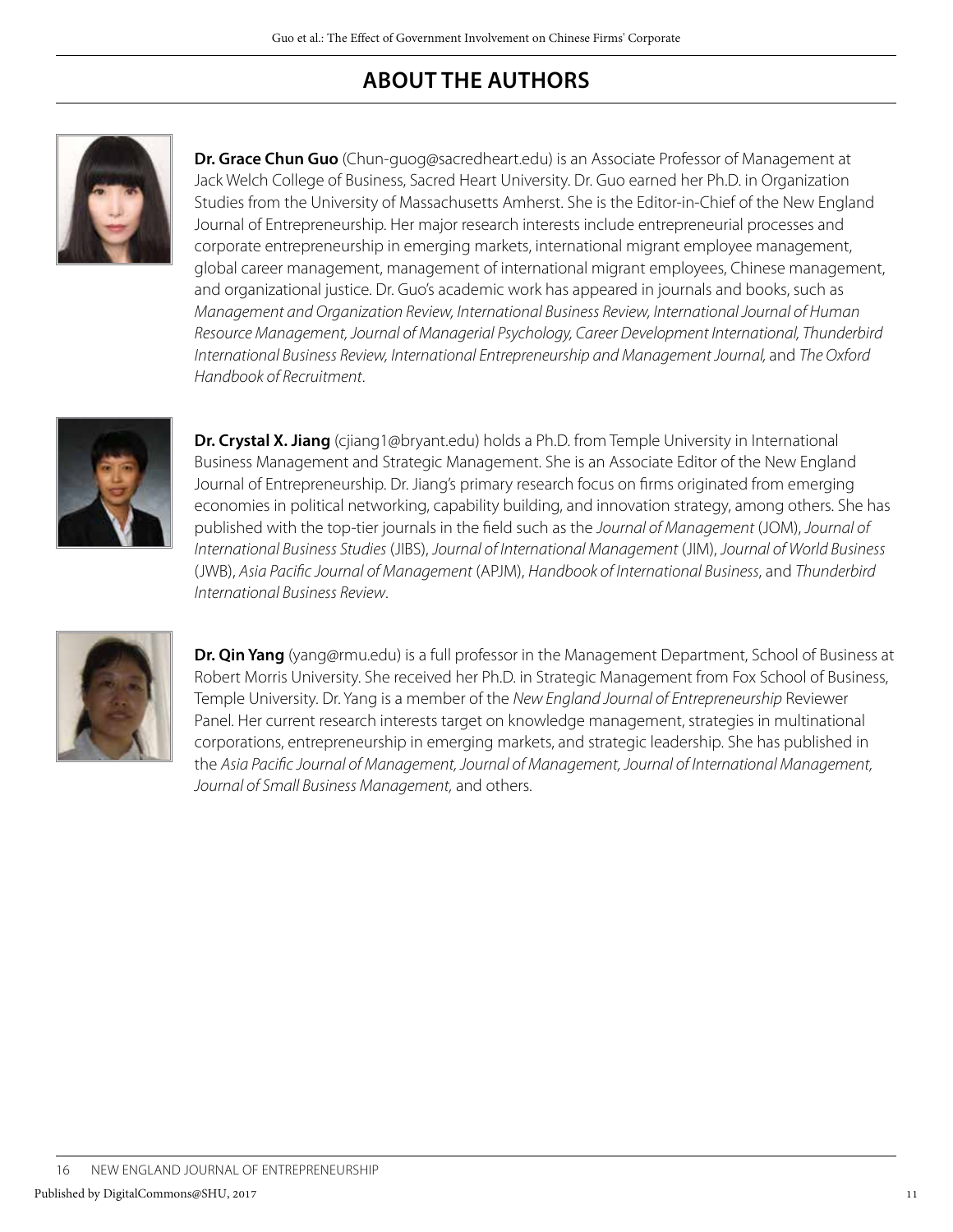## ABOUT THE AUTHORS

**Dr. Grace Chun Guo** (Chun-guog@sacredheart.edu) is an Associate Professor of Management at Jack Welch College of Business, Sacred Heart University. Dr. Guo earned her Ph.D. in Organization Studies from the University of Massachusetts Amherst. She is the Editor-in-Chief of the New England Journal of Entrepreneurship. Her major research interests include entrepreneurial processes and corporate entrepreneurship in emerging markets, international migrant employee management, global career management, management of international migrant employees, Chinese management, and organizational justice. Dr. Guo's academic work has appeared in journals and books, such as *Management and Organization Review, International Business Review, International Journal of Human Resource Management, Journal of Managerial Psychology, Career Development International, Thunderbird International Business Review, International Entrepreneurship and Management Journal,* and *The Oxford Handbook of Recruitment*.

**Dr. Crystal X. Jiang** (cjiang1@bryant.edu) holds a Ph.D. from Temple University in International Business Management and Strategic Management. She is an Associate Editor of the New England Journal of Entrepreneurship. Dr. Jiang's primary research focus on firms originated from emerging economies in political networking, capability building, and innovation strategy, among others. She has published with the top-tier journals in the field such as the *Journal of Management* (JOM), *Journal of International Business Studies* (JIBS), *Journal of International Management* (JIM), *Journal of World Business* (JWB), *Asia Pacific Journal of Management* (APJM), *Handbook of International Business*, and *Thunderbird International Business Review*.

**Dr. Qin Yang** (yang@rmu.edu) is a full professor in the Management Department, School of Business at Robert Morris University. She received her Ph.D. in Strategic Management from Fox School of Business, Temple University. Dr. Yang is a member of the *New England Journal of Entrepreneurship* Reviewer Panel. Her current research interests target on knowledge management, strategies in multinational corporations, entrepreneurship in emerging markets, and strategic leadership. She has published in the *Asia Pacific Journal of Management, Journal of Management, Journal of International Management, Journal of Small Business Management,* and others.